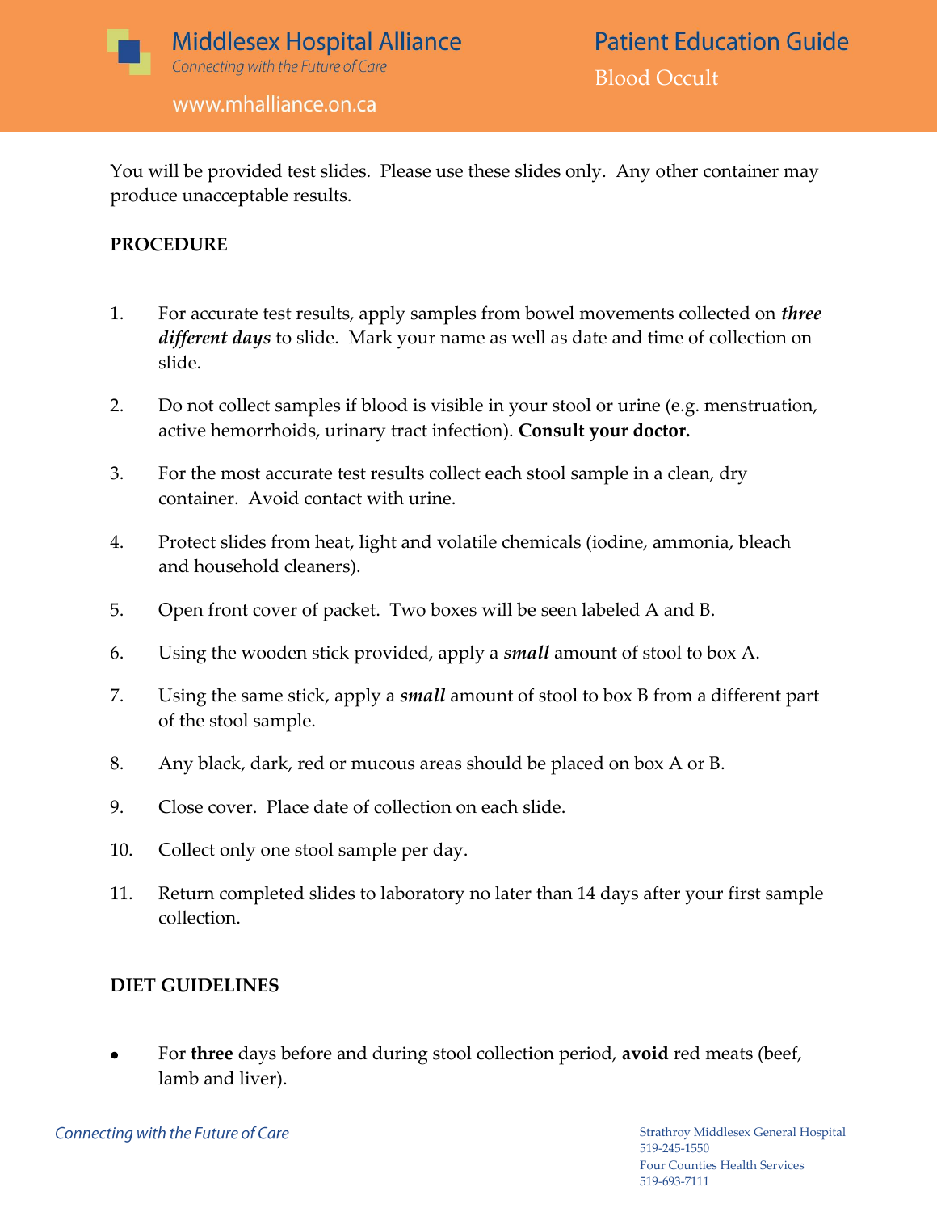# Patient Education Guide

## Blood Occult

You will be provided test slides. Please use these slides only. Any other container may produce unacceptable results.

**PROCEDURE**

1. For accurate test results, apply samples from bowel movements collected on ***three different days*** to slide. Mark your name as well as date and time of collection on slide.
2. Do not collect samples if blood is visible in your stool or urine (e.g. menstruation, active hemorrhoids, urinary tract infection). **Consult your doctor.**
3. For the most accurate test results collect each stool sample in a clean, dry container. Avoid contact with urine.
4. Protect slides from heat, light and volatile chemicals (iodine, ammonia, bleach and household cleaners).
5. Open front cover of packet. Two boxes will be seen labeled A and B.
6. Using the wooden stick provided, apply a ***small*** amount of stool to box A.
7. Using the same stick, apply a ***small*** amount of stool to box B from a different part of the stool sample.
8. Any black, dark, red or mucous areas should be placed on box A or B.
9. Close cover. Place date of collection on each slide.
10. Collect only one stool sample per day.
11. Return completed slides to laboratory no later than 14 days after your first sample collection.

**DIET GUIDELINES**

- For **three** days before and during stool collection period, **avoid** red meats (beef, lamb and liver).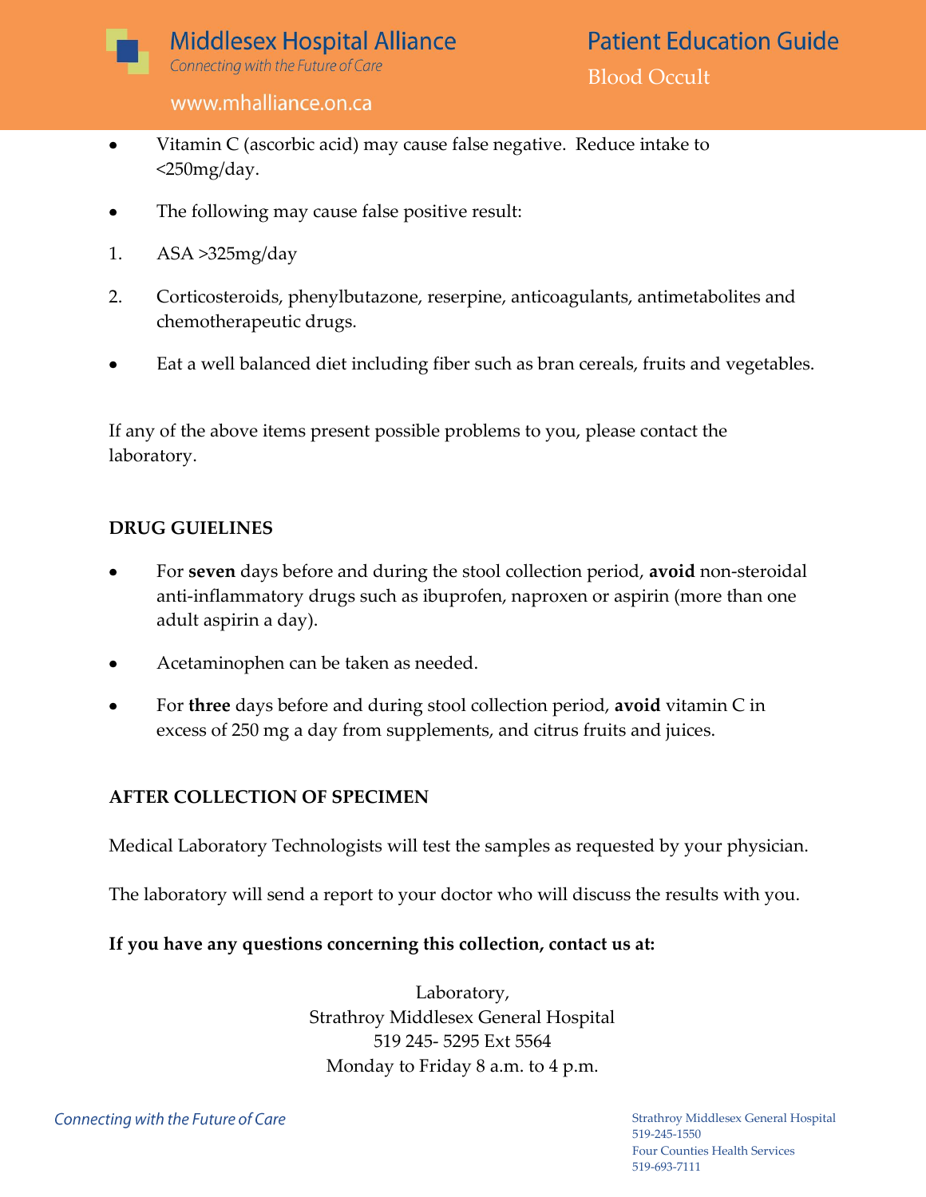- Vitamin C (ascorbic acid) may cause false negative. Reduce intake to <250mg/day.

- The following may cause false positive result:

1. ASA >325mg/day

2. Corticosteroids, phenylbutazone, reserpine, anticoagulants, antimetabolites and chemotherapeutic drugs.

- Eat a well balanced diet including fiber such as bran cereals, fruits and vegetables.

If any of the above items present possible problems to you, please contact the laboratory.

**DRUG GUIELINES**

- For **seven** days before and during the stool collection period, **avoid** non-steroidal anti-inflammatory drugs such as ibuprofen, naproxen or aspirin (more than one adult aspirin a day).

- Acetaminophen can be taken as needed.

- For **three** days before and during stool collection period, **avoid** vitamin C in excess of 250 mg a day from supplements, and citrus fruits and juices.

**AFTER COLLECTION OF SPECIMEN**

Medical Laboratory Technologists will test the samples as requested by your physician.

The laboratory will send a report to your doctor who will discuss the results with you.

**If you have any questions concerning this collection, contact us at:**

Laboratory,
Strathroy Middlesex General Hospital
519 245- 5295 Ext 5564
Monday to Friday 8 a.m. to 4 p.m.